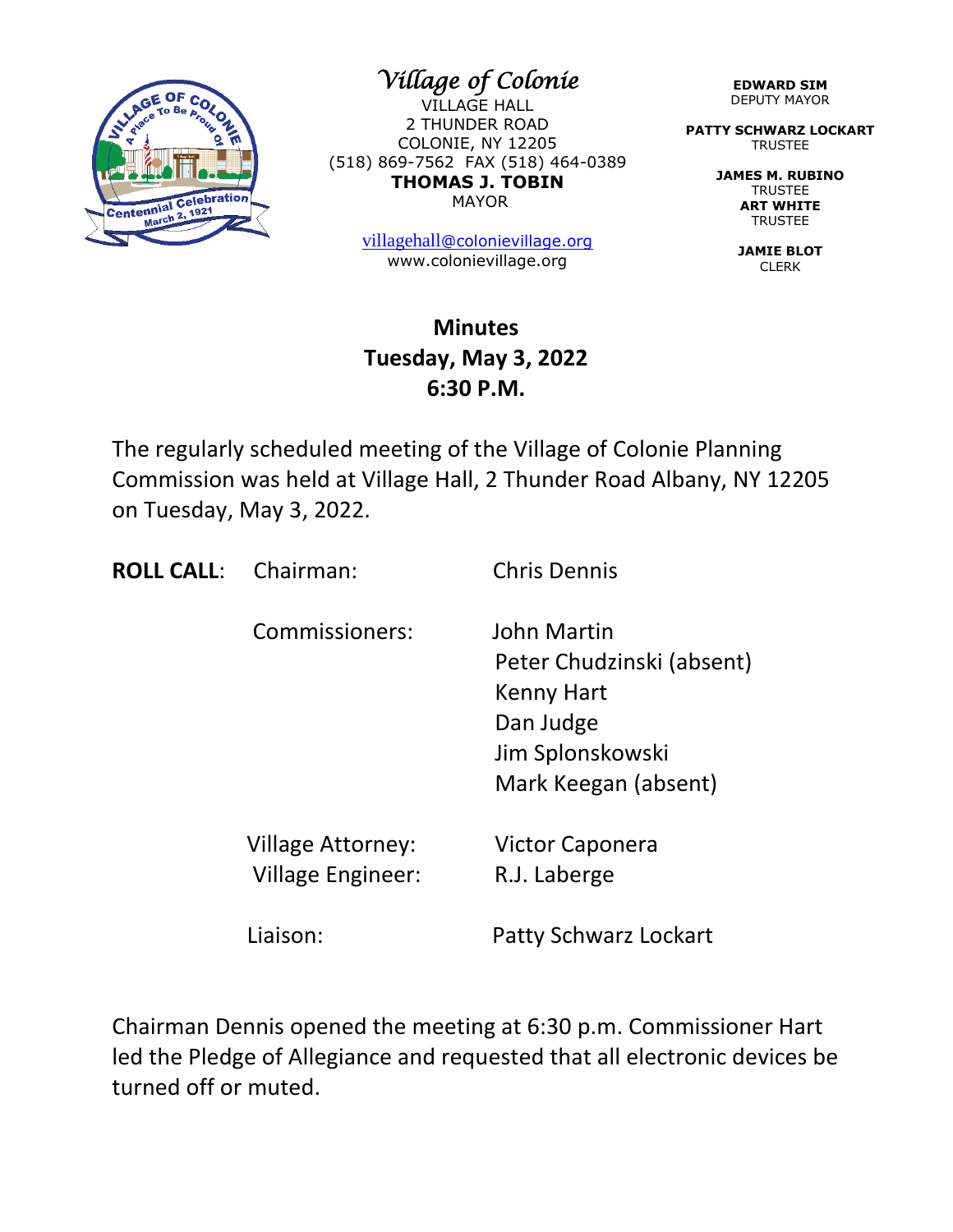*Village of Colonie*

VILLAGE HALL
2 THUNDER ROAD
COLONIE, NY 12205
(518) 869-7562 FAX (518) 464-0389

**THOMAS J. TOBIN**
MAYOR

villagehall@colonievillage.org
www.colonievillage.org

**EDWARD SIM**
DEPUTY MAYOR

**PATTY SCHWARZ LOCKART**
TRUSTEE

**JAMES M. RUBINO**
TRUSTEE

**ART WHITE**
TRUSTEE

**JAMIE BLOT**
CLERK

# Minutes
## Tuesday, May 3, 2022
## 6:30 P.M.

The regularly scheduled meeting of the Village of Colonie Planning Commission was held at Village Hall, 2 Thunder Road Albany, NY 12205 on Tuesday, May 3, 2022.

**ROLL CALL**: Chairman: Chris Dennis

Commissioners:
- John Martin
- Peter Chudzinski (absent)
- Kenny Hart
- Dan Judge
- Jim Splonskowski
- Mark Keegan (absent)

Village Attorney: Victor Caponera
Village Engineer: R.J. Laberge

Liaison: Patty Schwarz Lockart

Chairman Dennis opened the meeting at 6:30 p.m. Commissioner Hart led the Pledge of Allegiance and requested that all electronic devices be turned off or muted.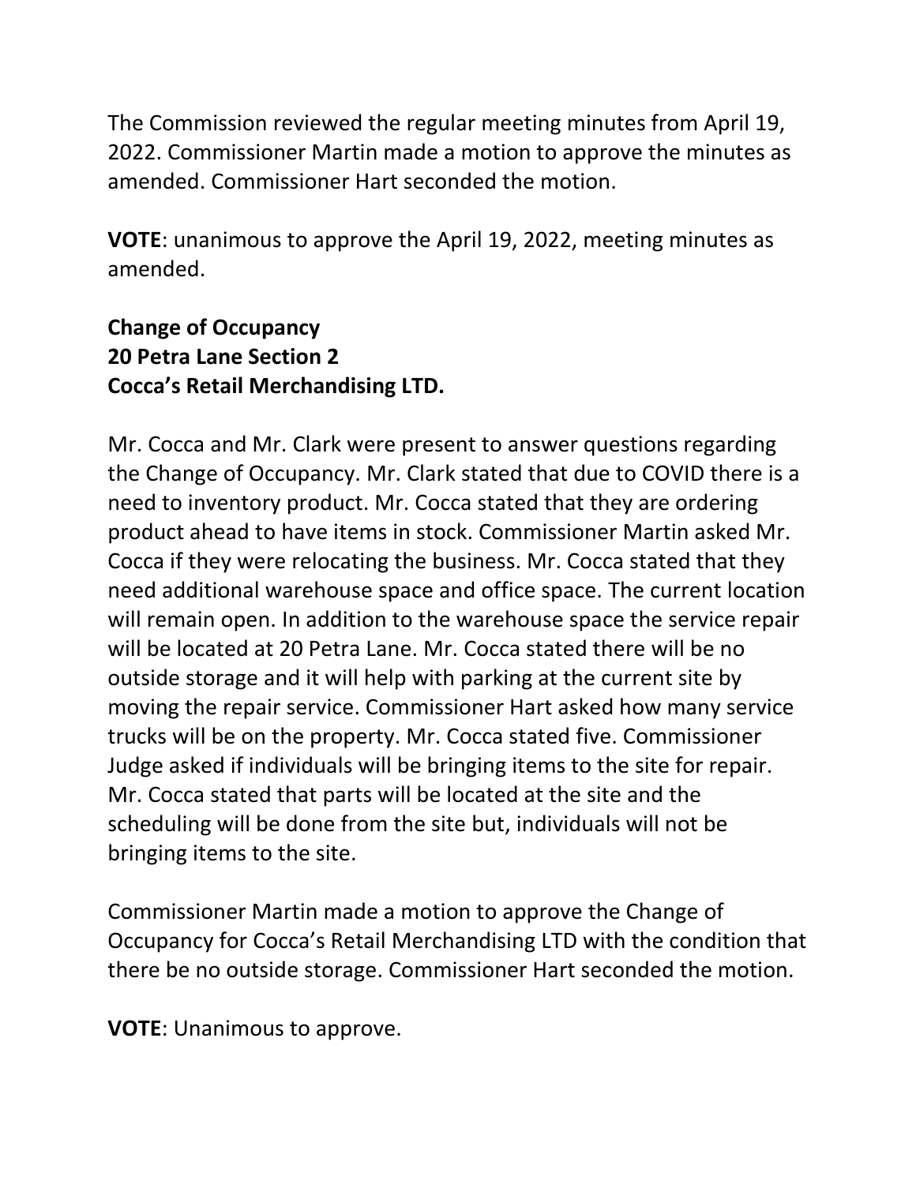The Commission reviewed the regular meeting minutes from April 19, 2022. Commissioner Martin made a motion to approve the minutes as amended. Commissioner Hart seconded the motion.

**VOTE**: unanimous to approve the April 19, 2022, meeting minutes as amended.

**Change of Occupancy**
**20 Petra Lane Section 2**
**Cocca's Retail Merchandising LTD.**

Mr. Cocca and Mr. Clark were present to answer questions regarding the Change of Occupancy. Mr. Clark stated that due to COVID there is a need to inventory product. Mr. Cocca stated that they are ordering product ahead to have items in stock. Commissioner Martin asked Mr. Cocca if they were relocating the business. Mr. Cocca stated that they need additional warehouse space and office space. The current location will remain open. In addition to the warehouse space the service repair will be located at 20 Petra Lane. Mr. Cocca stated there will be no outside storage and it will help with parking at the current site by moving the repair service. Commissioner Hart asked how many service trucks will be on the property. Mr. Cocca stated five. Commissioner Judge asked if individuals will be bringing items to the site for repair. Mr. Cocca stated that parts will be located at the site and the scheduling will be done from the site but, individuals will not be bringing items to the site.

Commissioner Martin made a motion to approve the Change of Occupancy for Cocca's Retail Merchandising LTD with the condition that there be no outside storage. Commissioner Hart seconded the motion.

**VOTE**: Unanimous to approve.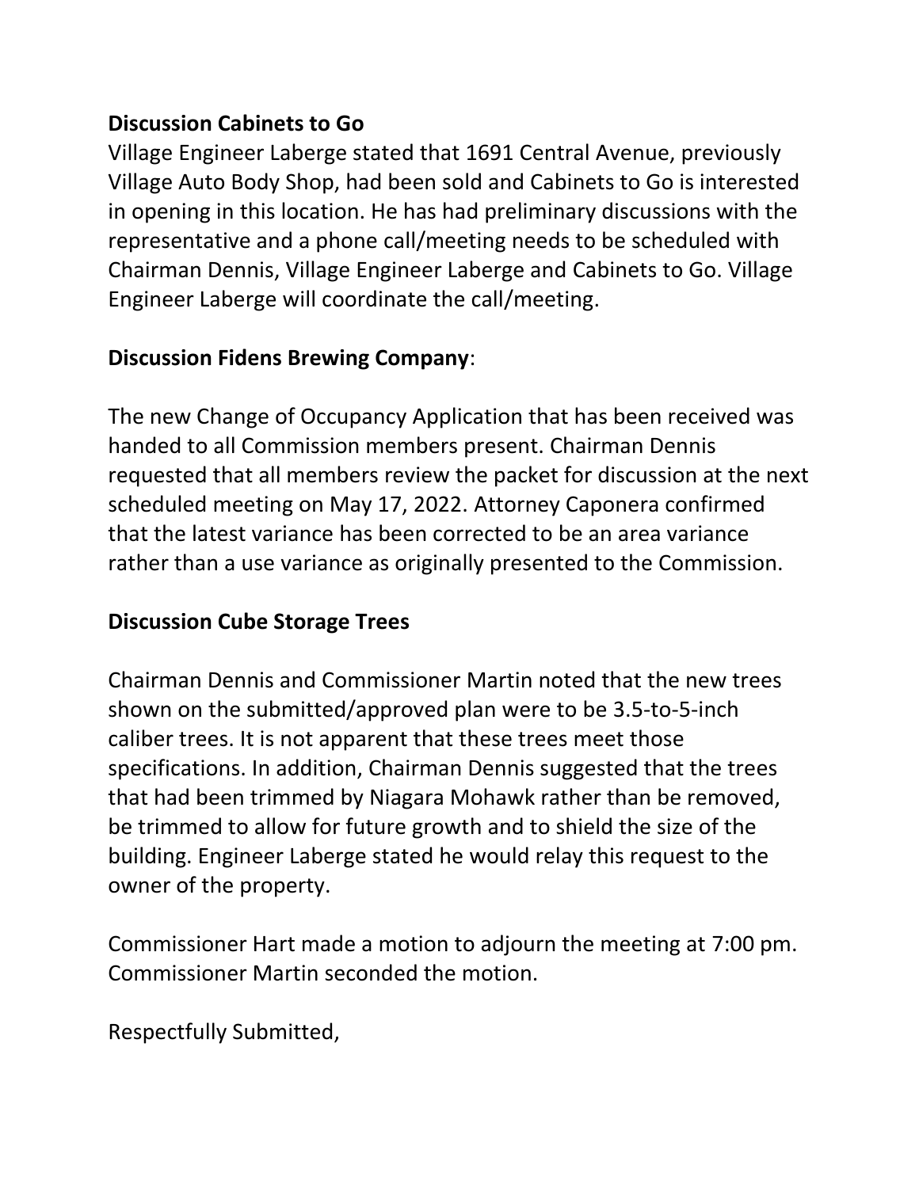**Discussion Cabinets to Go**

Village Engineer Laberge stated that 1691 Central Avenue, previously Village Auto Body Shop, had been sold and Cabinets to Go is interested in opening in this location. He has had preliminary discussions with the representative and a phone call/meeting needs to be scheduled with Chairman Dennis, Village Engineer Laberge and Cabinets to Go. Village Engineer Laberge will coordinate the call/meeting.

**Discussion Fidens Brewing Company**:

The new Change of Occupancy Application that has been received was handed to all Commission members present. Chairman Dennis requested that all members review the packet for discussion at the next scheduled meeting on May 17, 2022. Attorney Caponera confirmed that the latest variance has been corrected to be an area variance rather than a use variance as originally presented to the Commission.

**Discussion Cube Storage Trees**

Chairman Dennis and Commissioner Martin noted that the new trees shown on the submitted/approved plan were to be 3.5-to-5-inch caliber trees. It is not apparent that these trees meet those specifications. In addition, Chairman Dennis suggested that the trees that had been trimmed by Niagara Mohawk rather than be removed, be trimmed to allow for future growth and to shield the size of the building. Engineer Laberge stated he would relay this request to the owner of the property.

Commissioner Hart made a motion to adjourn the meeting at 7:00 pm. Commissioner Martin seconded the motion.

Respectfully Submitted,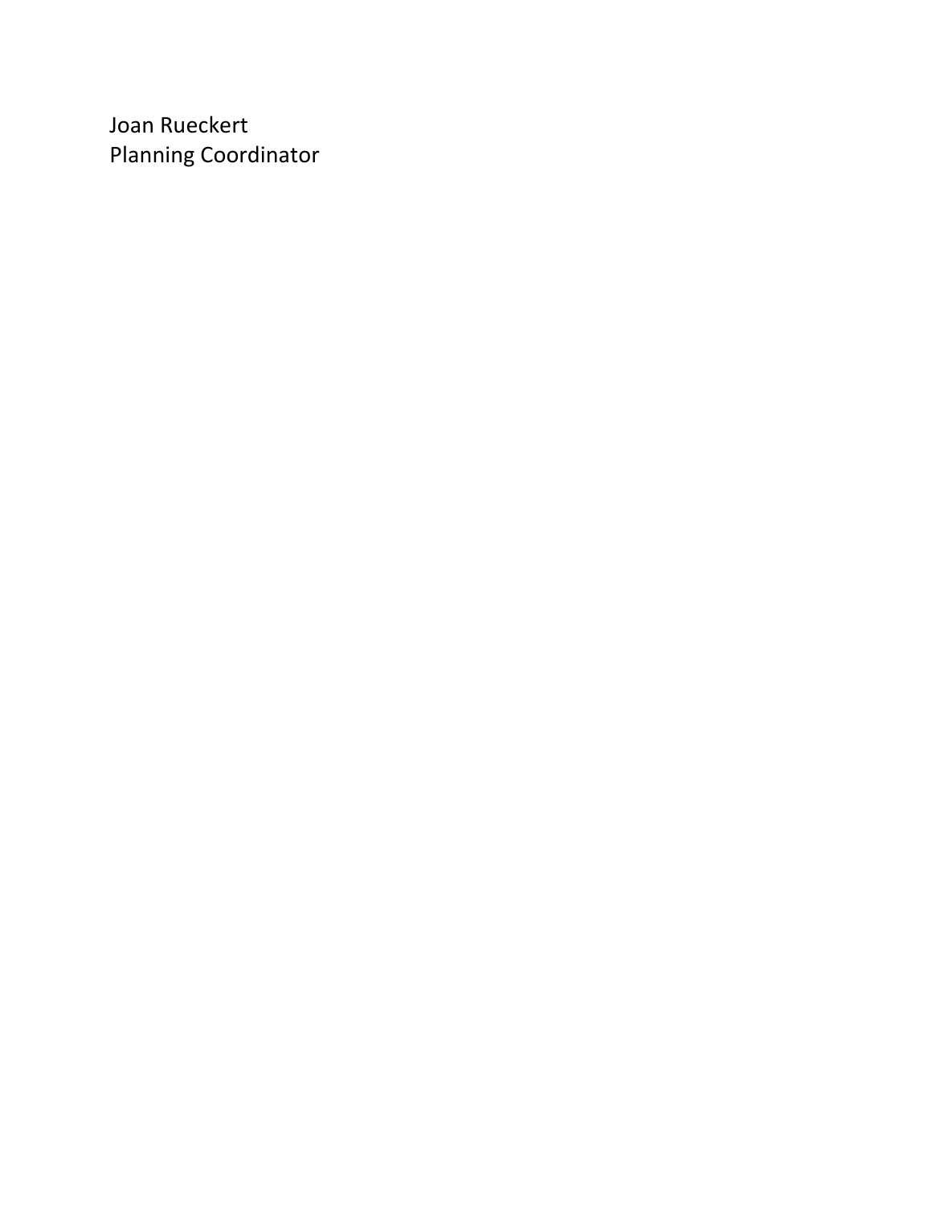Joan Rueckert
Planning Coordinator